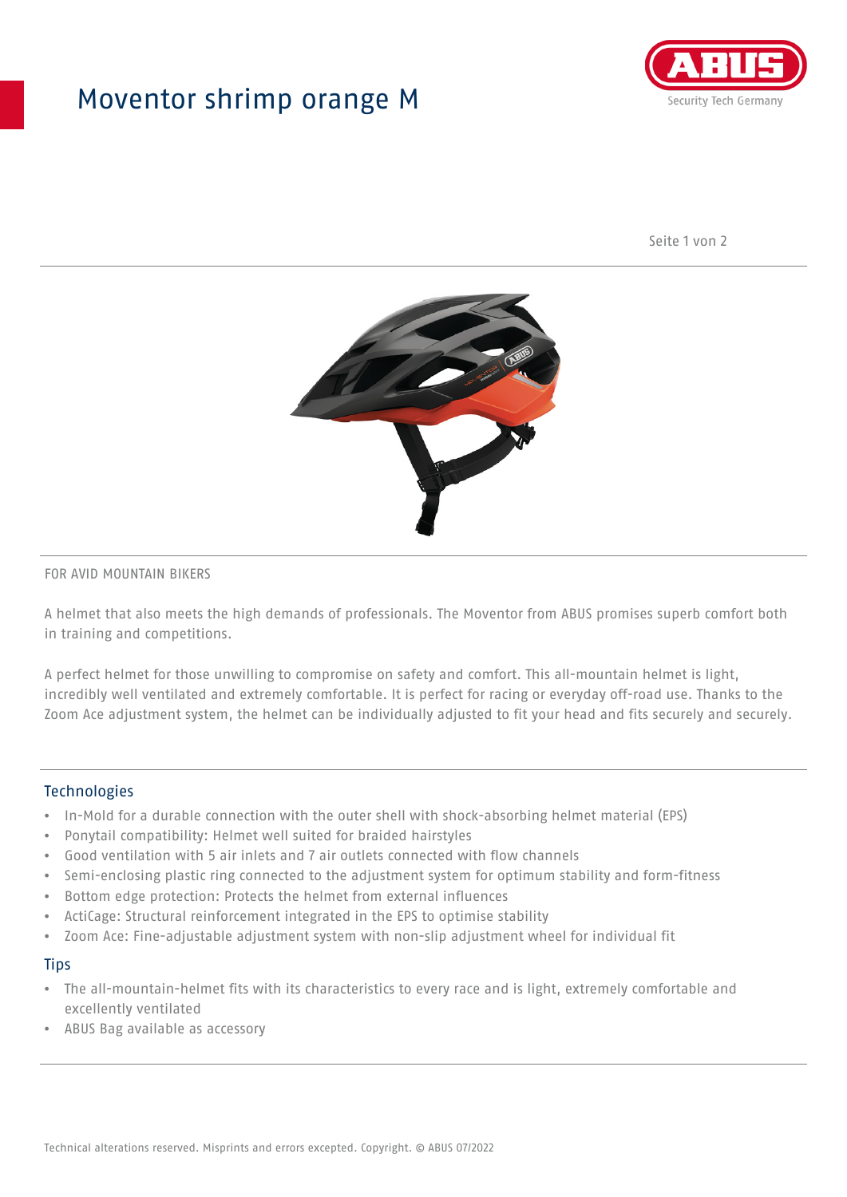# Moventor shrimp orange M

FOR AVID MOUNTAIN BIKERS

A helmet that also meets the high demands of professionals. The Moventor from ABUS promises superb comfort both in training and competitions.

A perfect helmet for those unwilling to compromise on safety and comfort. This all-mountain helmet is light, incredibly well ventilated and extremely comfortable. It is perfect for racing or everyday off-road use. Thanks to the Zoom Ace adjustment system, the helmet can be individually adjusted to fit your head and fits securely and securely.

## Technologies

- In-Mold for a durable connection with the outer shell with shock-absorbing helmet material (EPS)
- Ponytail compatibility: Helmet well suited for braided hairstyles
- Good ventilation with 5 air inlets and 7 air outlets connected with flow channels
- Semi-enclosing plastic ring connected to the adjustment system for optimum stability and form-fitness
- Bottom edge protection: Protects the helmet from external influences
- ActiCage: Structural reinforcement integrated in the EPS to optimise stability
- Zoom Ace: Fine-adjustable adjustment system with non-slip adjustment wheel for individual fit

## Tips

- The all-mountain-helmet fits with its characteristics to every race and is light, extremely comfortable and excellently ventilated
- ABUS Bag available as accessory

Technical alterations reserved. Misprints and errors excepted. Copyright. © ABUS 07/2022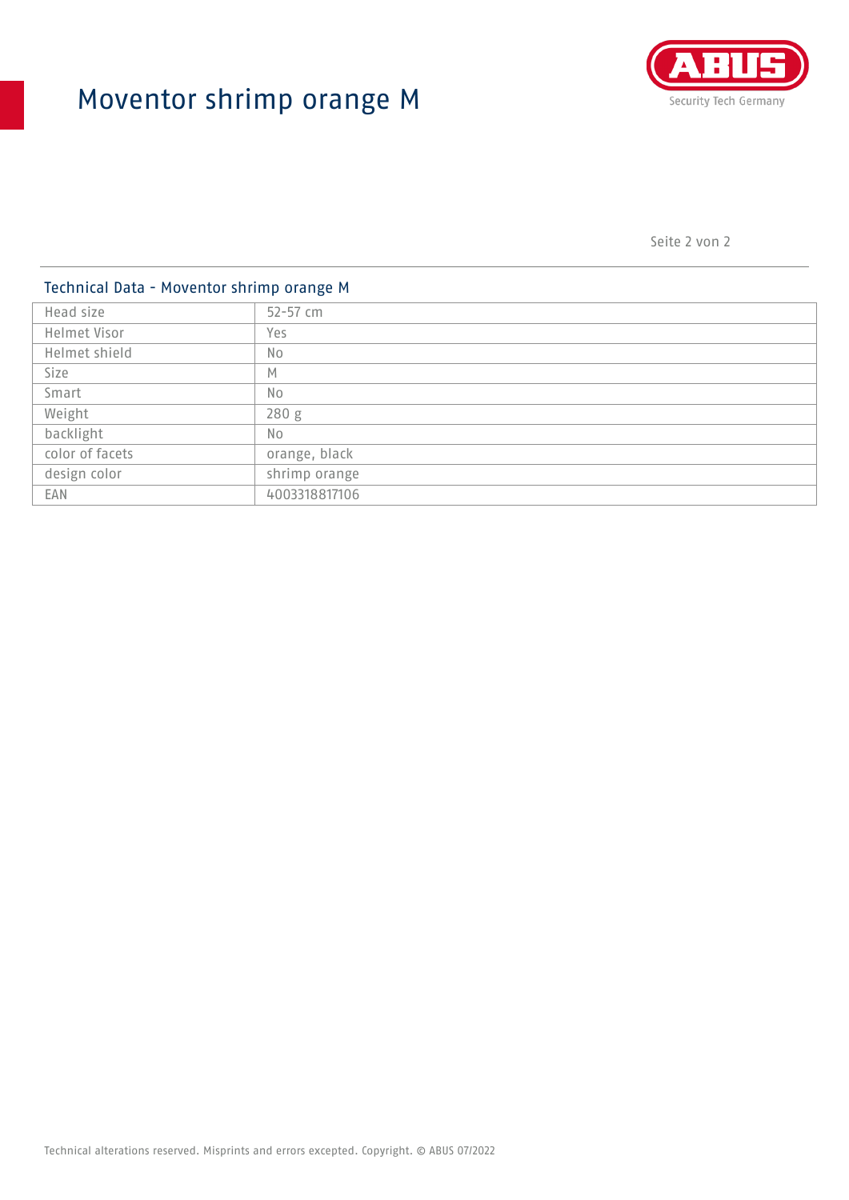# Moventor shrimp orange M

## Technical Data - Moventor shrimp orange M

| | |
|---|---|
| Head size | 52-57 cm |
| Helmet Visor | Yes |
| Helmet shield | No |
| Size | M |
| Smart | No |
| Weight | 280 g |
| backlight | No |
| color of facets | orange, black |
| design color | shrimp orange |
| EAN | 4003318817106 |

Technical alterations reserved. Misprints and errors excepted. Copyright. © ABUS 07/2022